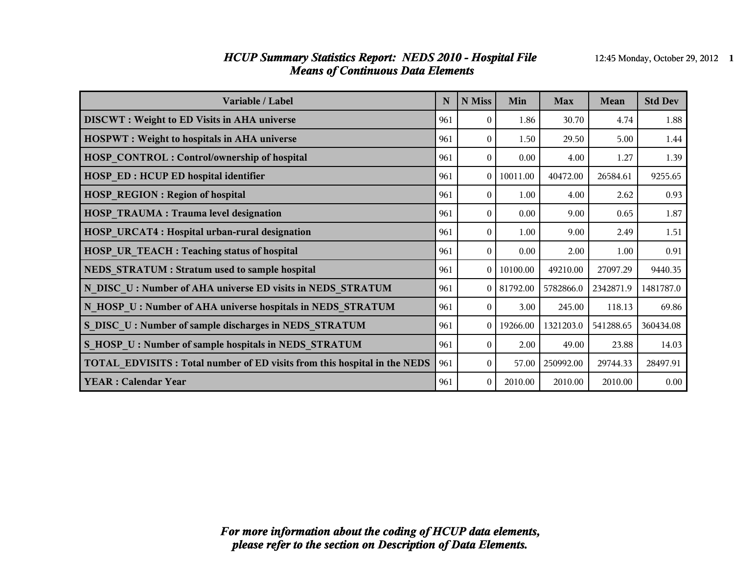# *HCUP Summary Statistics Report: NEDS 2010 - Hospital File*
## *Means of Continuous Data Elements*

| Variable / Label | N | N Miss | Min | Max | Mean | Std Dev |
|---|---|---|---|---|---|---|
| **DISCWT : Weight to ED Visits in AHA universe** | 961 | 0 | 1.86 | 30.70 | 4.74 | 1.88 |
| **HOSPWT : Weight to hospitals in AHA universe** | 961 | 0 | 1.50 | 29.50 | 5.00 | 1.44 |
| **HOSP_CONTROL : Control/ownership of hospital** | 961 | 0 | 0.00 | 4.00 | 1.27 | 1.39 |
| **HOSP_ED : HCUP ED hospital identifier** | 961 | 0 | 10011.00 | 40472.00 | 26584.61 | 9255.65 |
| **HOSP_REGION : Region of hospital** | 961 | 0 | 1.00 | 4.00 | 2.62 | 0.93 |
| **HOSP_TRAUMA : Trauma level designation** | 961 | 0 | 0.00 | 9.00 | 0.65 | 1.87 |
| **HOSP_URCAT4 : Hospital urban-rural designation** | 961 | 0 | 1.00 | 9.00 | 2.49 | 1.51 |
| **HOSP_UR_TEACH : Teaching status of hospital** | 961 | 0 | 0.00 | 2.00 | 1.00 | 0.91 |
| **NEDS_STRATUM : Stratum used to sample hospital** | 961 | 0 | 10100.00 | 49210.00 | 27097.29 | 9440.35 |
| **N_DISC_U : Number of AHA universe ED visits in NEDS_STRATUM** | 961 | 0 | 81792.00 | 5782866.0 | 2342871.9 | 1481787.0 |
| **N_HOSP_U : Number of AHA universe hospitals in NEDS_STRATUM** | 961 | 0 | 3.00 | 245.00 | 118.13 | 69.86 |
| **S_DISC_U : Number of sample discharges in NEDS_STRATUM** | 961 | 0 | 19266.00 | 1321203.0 | 541288.65 | 360434.08 |
| **S_HOSP_U : Number of sample hospitals in NEDS_STRATUM** | 961 | 0 | 2.00 | 49.00 | 23.88 | 14.03 |
| **TOTAL_EDVISITS : Total number of ED visits from this hospital in the NEDS** | 961 | 0 | 57.00 | 250992.00 | 29744.33 | 28497.91 |
| **YEAR : Calendar Year** | 961 | 0 | 2010.00 | 2010.00 | 2010.00 | 0.00 |

***For more information about the coding of HCUP data elements, please refer to the section on Description of Data Elements.***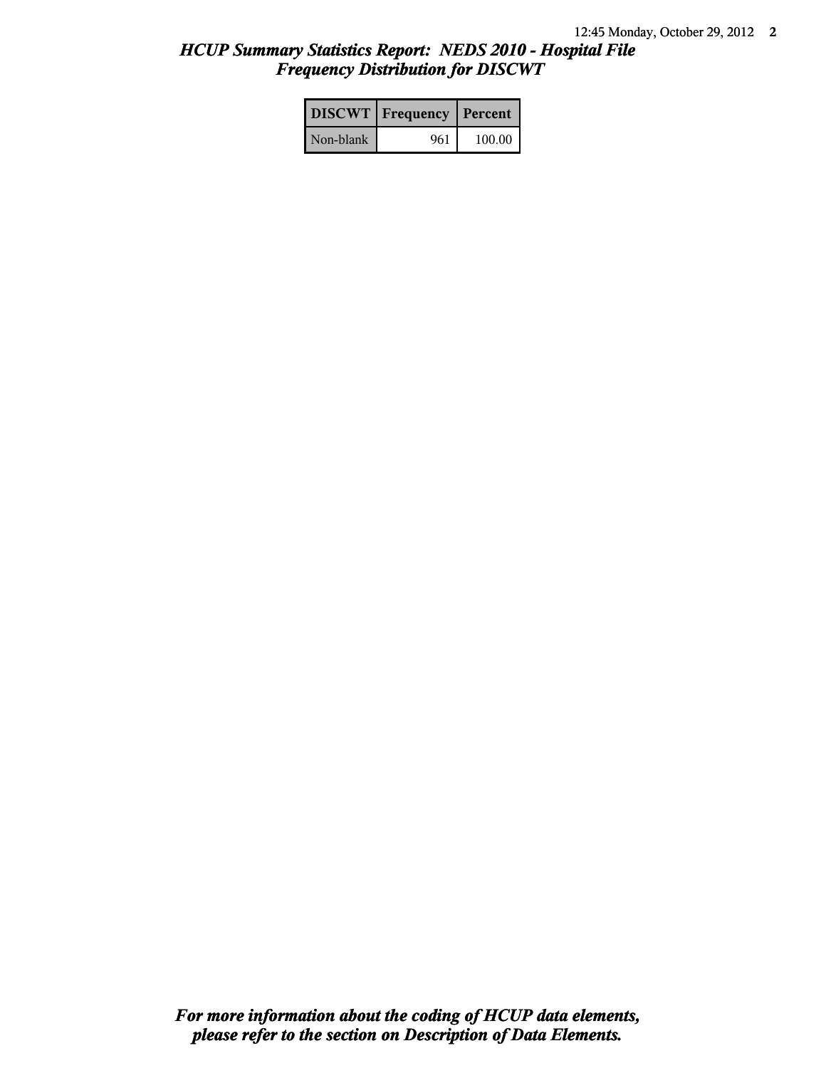## *HCUP Summary Statistics Report: NEDS 2010 - Hospital File*
## *Frequency Distribution for DISCWT*

| DISCWT | Frequency | Percent |
|---|---|---|
| Non-blank | 961 | 100.00 |

***For more information about the coding of HCUP data elements, please refer to the section on Description of Data Elements.***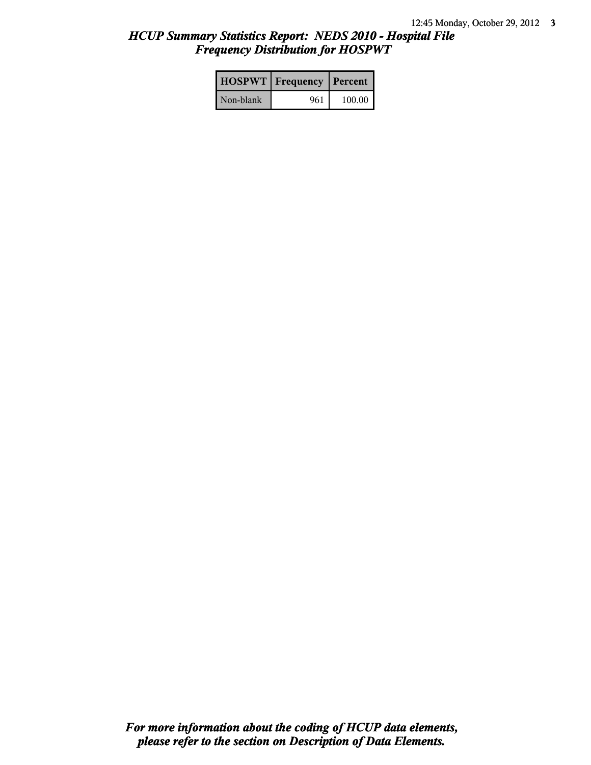## *HCUP Summary Statistics Report: NEDS 2010 - Hospital File*
## *Frequency Distribution for HOSPWT*

| HOSPWT | Frequency | Percent |
|---|---|---|
| Non-blank | 961 | 100.00 |

***For more information about the coding of HCUP data elements, please refer to the section on Description of Data Elements.***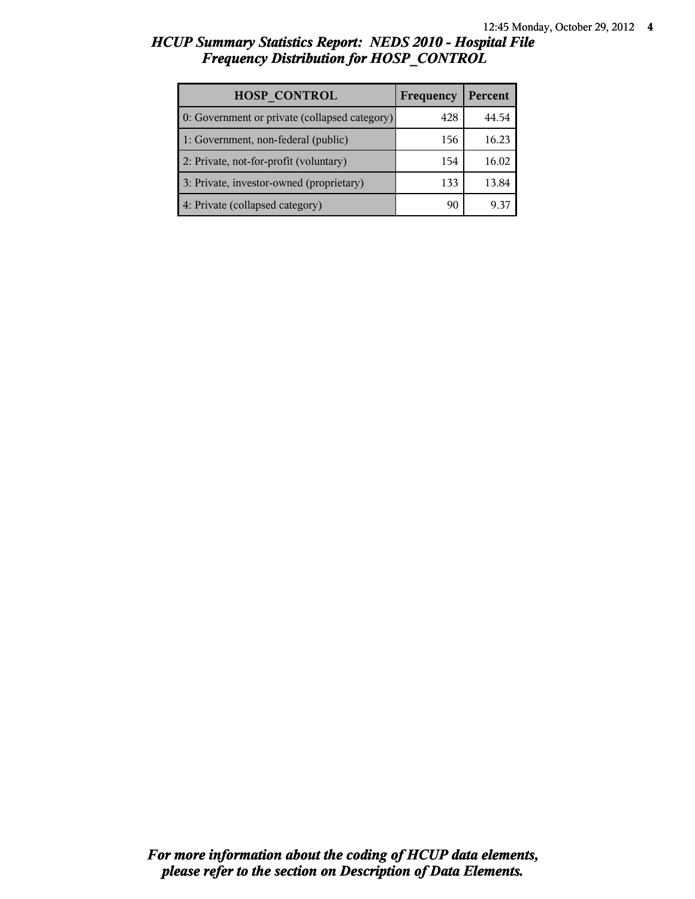# HCUP Summary Statistics Report: NEDS 2010 - Hospital File
## Frequency Distribution for HOSP_CONTROL

| HOSP_CONTROL | Frequency | Percent |
|---|---|---|
| 0: Government or private (collapsed category) | 428 | 44.54 |
| 1: Government, non-federal (public) | 156 | 16.23 |
| 2: Private, not-for-profit (voluntary) | 154 | 16.02 |
| 3: Private, investor-owned (proprietary) | 133 | 13.84 |
| 4: Private (collapsed category) | 90 | 9.37 |

*For more information about the coding of HCUP data elements, please refer to the section on Description of Data Elements.*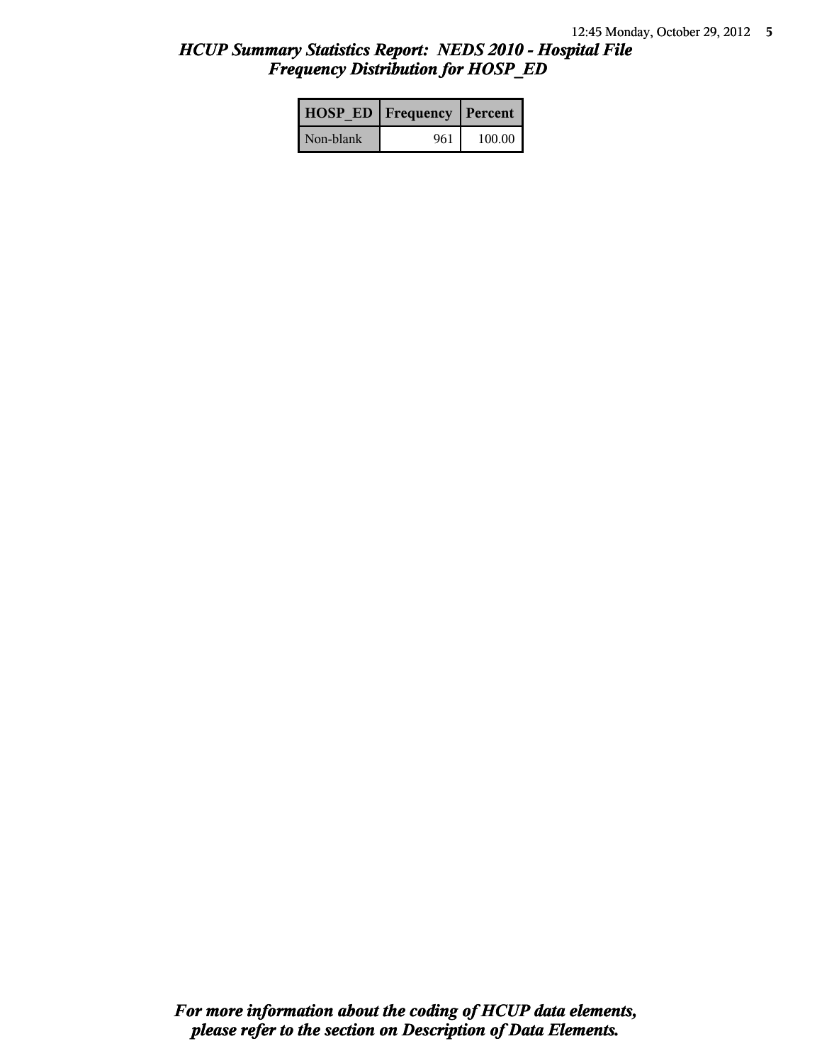# HCUP Summary Statistics Report: NEDS 2010 - Hospital File
## Frequency Distribution for HOSP_ED

| HOSP_ED | Frequency | Percent |
|---|---|---|
| Non-blank | 961 | 100.00 |

*For more information about the coding of HCUP data elements, please refer to the section on Description of Data Elements.*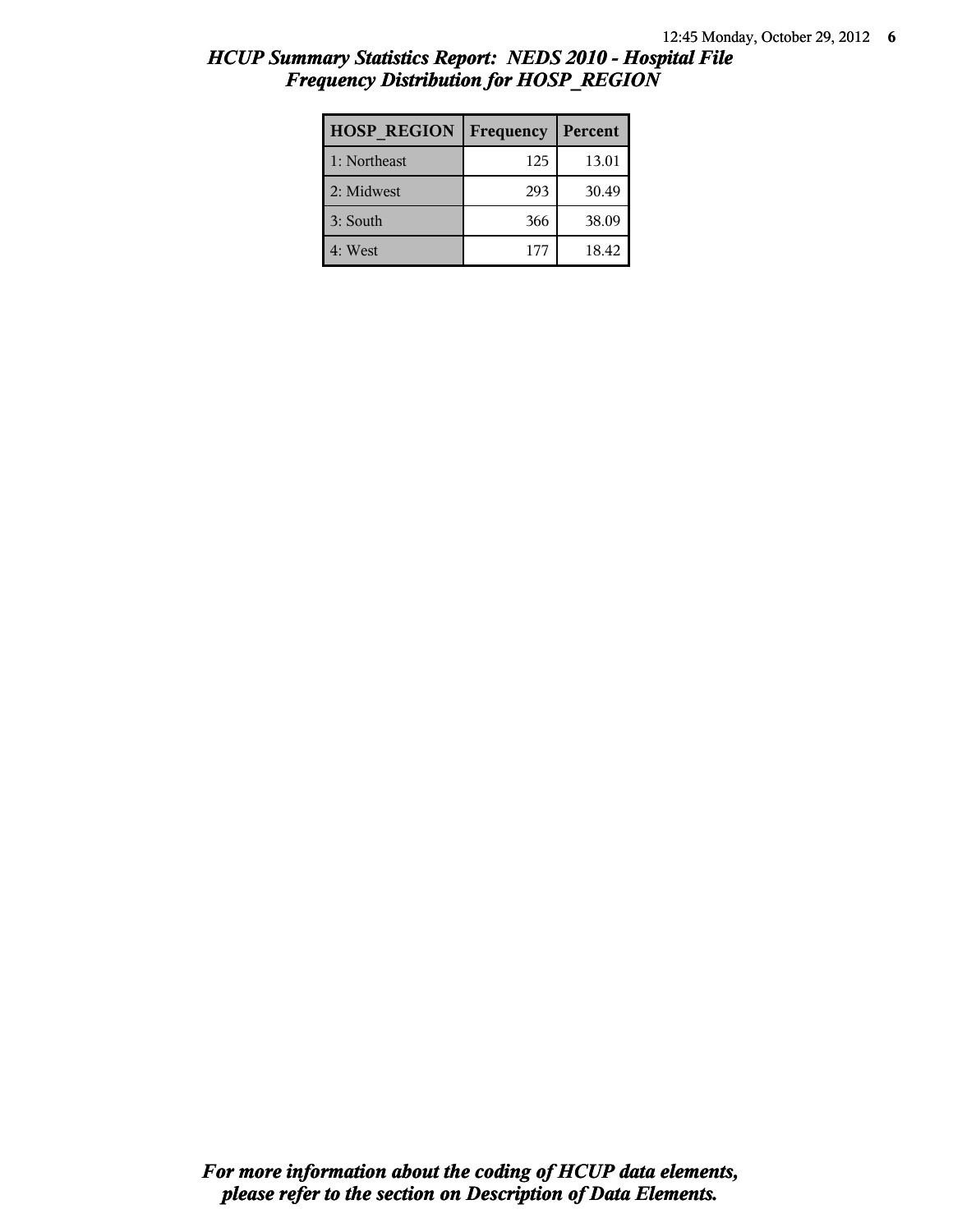## *HCUP Summary Statistics Report: NEDS 2010 - Hospital File*
## *Frequency Distribution for HOSP_REGION*

| HOSP_REGION | Frequency | Percent |
|---|---|---|
| 1: Northeast | 125 | 13.01 |
| 2: Midwest | 293 | 30.49 |
| 3: South | 366 | 38.09 |
| 4: West | 177 | 18.42 |

***For more information about the coding of HCUP data elements, please refer to the section on Description of Data Elements.***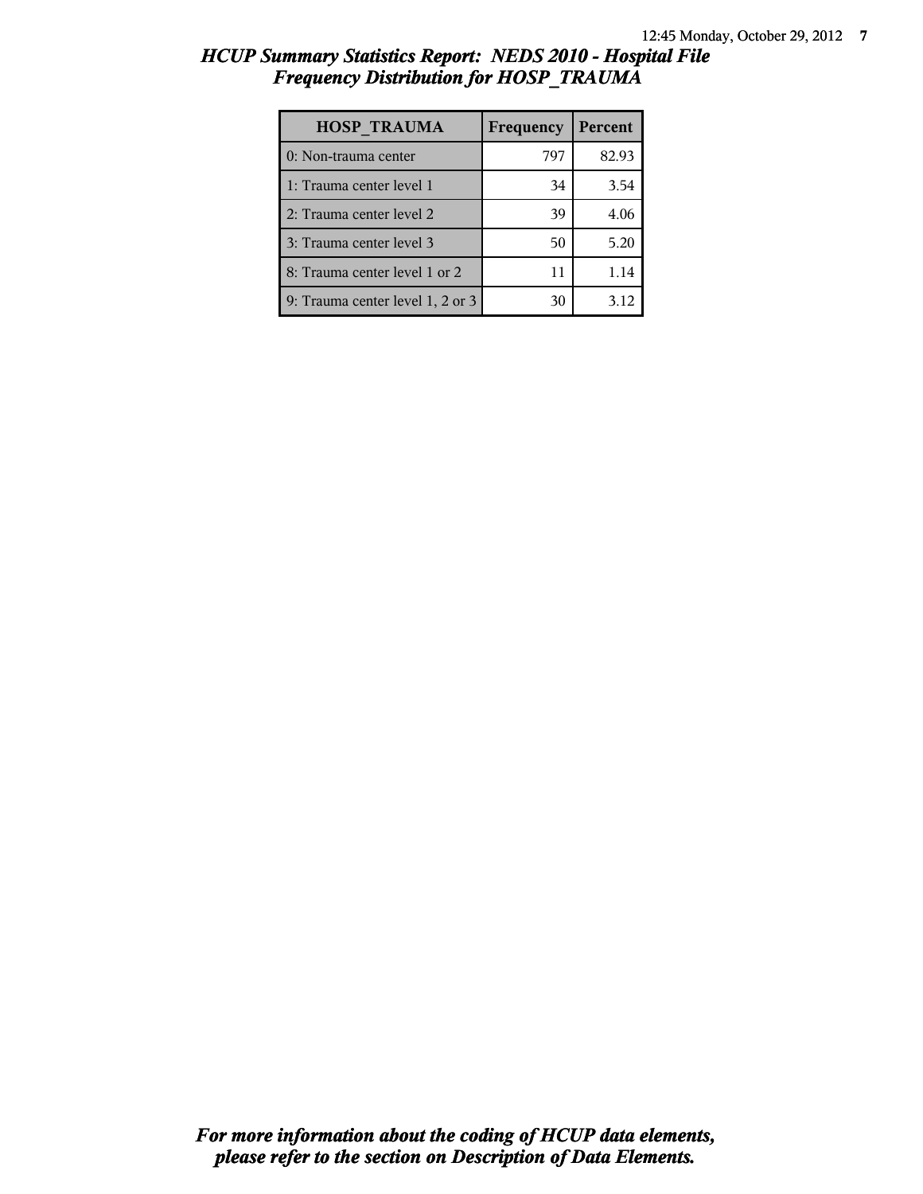## *HCUP Summary Statistics Report: NEDS 2010 - Hospital File*
## *Frequency Distribution for HOSP_TRAUMA*

| HOSP_TRAUMA | Frequency | Percent |
|---|---|---|
| 0: Non-trauma center | 797 | 82.93 |
| 1: Trauma center level 1 | 34 | 3.54 |
| 2: Trauma center level 2 | 39 | 4.06 |
| 3: Trauma center level 3 | 50 | 5.20 |
| 8: Trauma center level 1 or 2 | 11 | 1.14 |
| 9: Trauma center level 1, 2 or 3 | 30 | 3.12 |

***For more information about the coding of HCUP data elements, please refer to the section on Description of Data Elements.***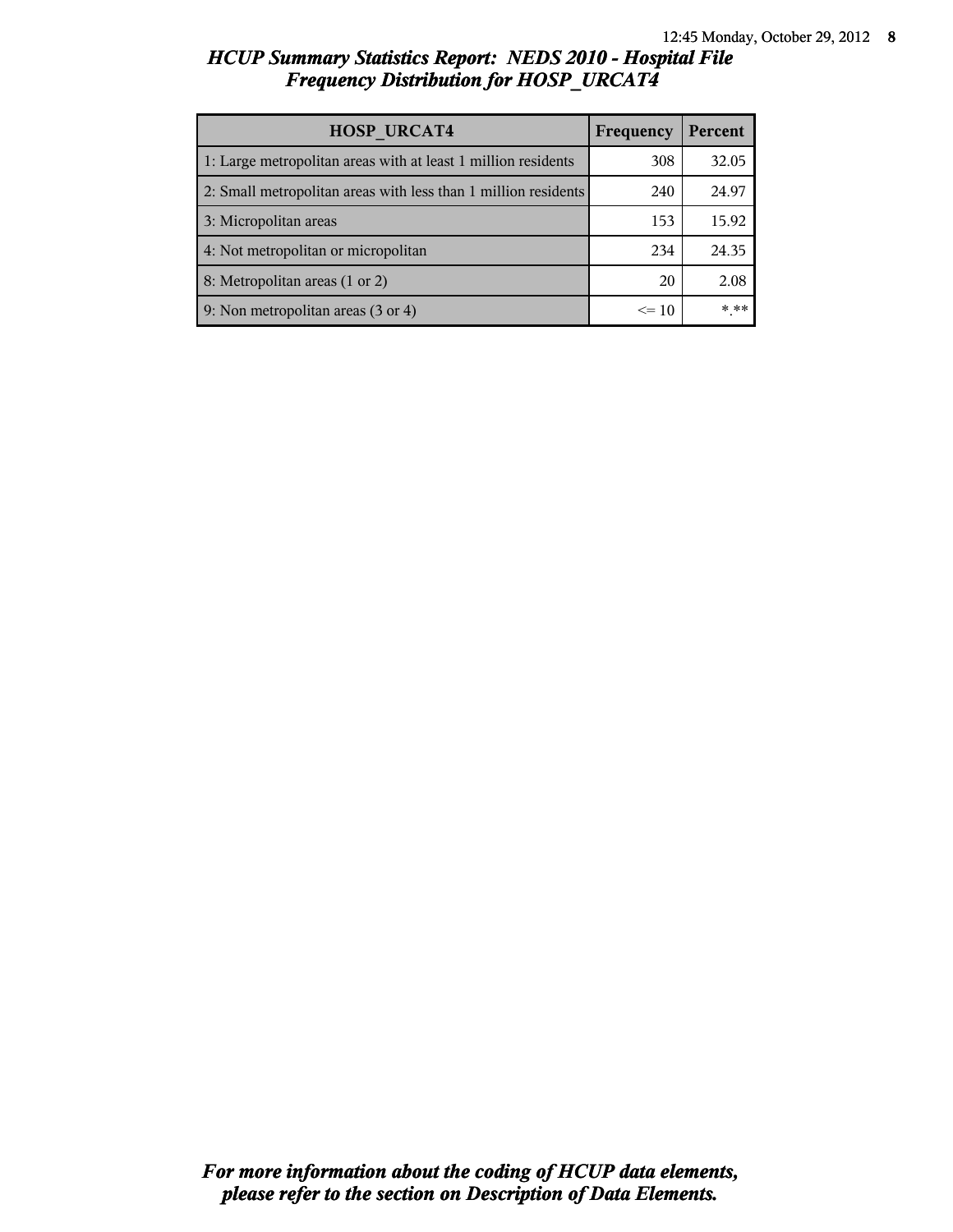## HCUP Summary Statistics Report: NEDS 2010 - Hospital File
## Frequency Distribution for HOSP_URCAT4

| HOSP_URCAT4 | Frequency | Percent |
|---|---|---|
| 1: Large metropolitan areas with at least 1 million residents | 308 | 32.05 |
| 2: Small metropolitan areas with less than 1 million residents | 240 | 24.97 |
| 3: Micropolitan areas | 153 | 15.92 |
| 4: Not metropolitan or micropolitan | 234 | 24.35 |
| 8: Metropolitan areas (1 or 2) | 20 | 2.08 |
| 9: Non metropolitan areas (3 or 4) | <= 10 | *.** |

*For more information about the coding of HCUP data elements, please refer to the section on Description of Data Elements.*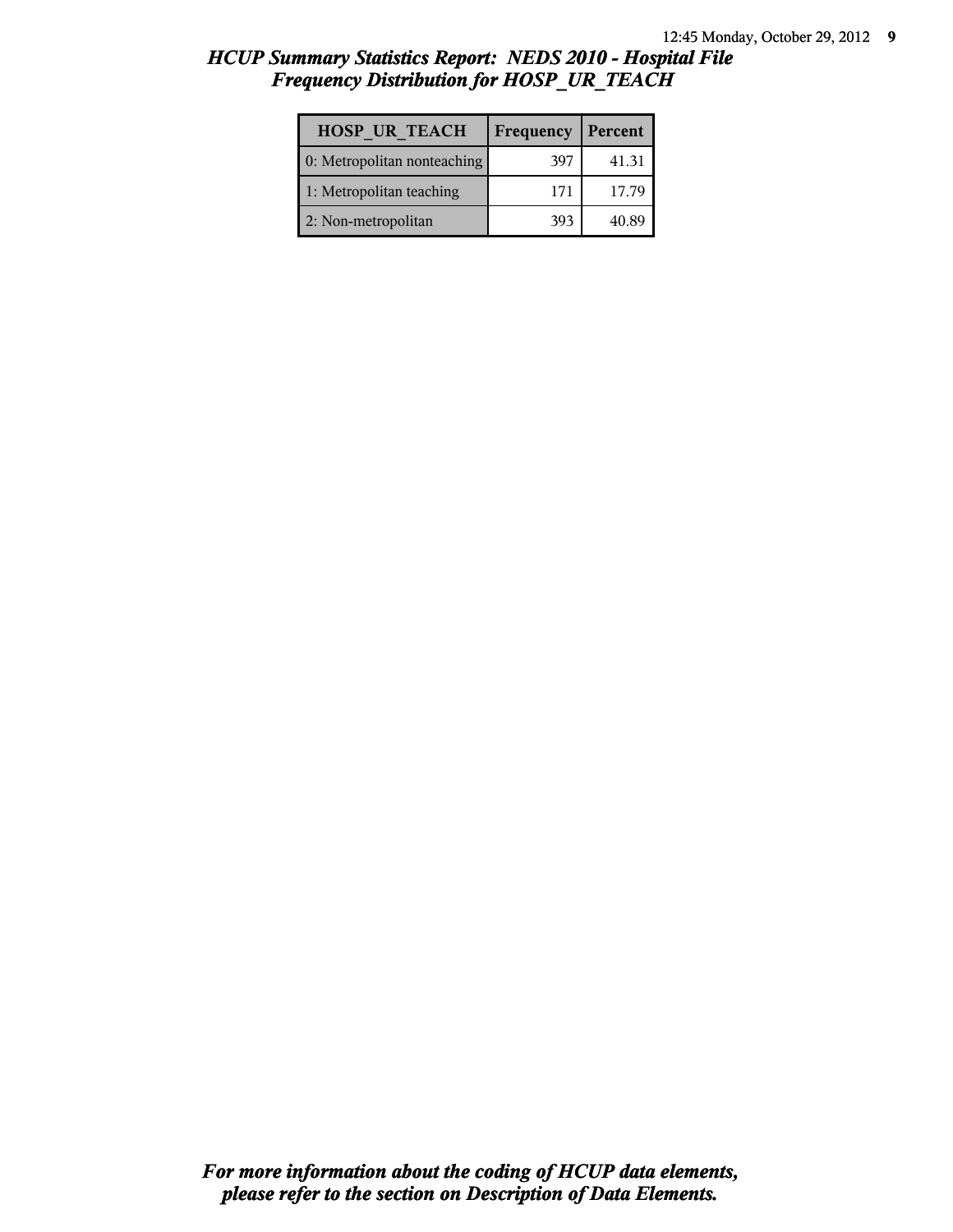## HCUP Summary Statistics Report: NEDS 2010 - Hospital File
## Frequency Distribution for HOSP_UR_TEACH

| HOSP_UR_TEACH | Frequency | Percent |
|---|---|---|
| 0: Metropolitan nonteaching | 397 | 41.31 |
| 1: Metropolitan teaching | 171 | 17.79 |
| 2: Non-metropolitan | 393 | 40.89 |

***For more information about the coding of HCUP data elements, please refer to the section on Description of Data Elements.***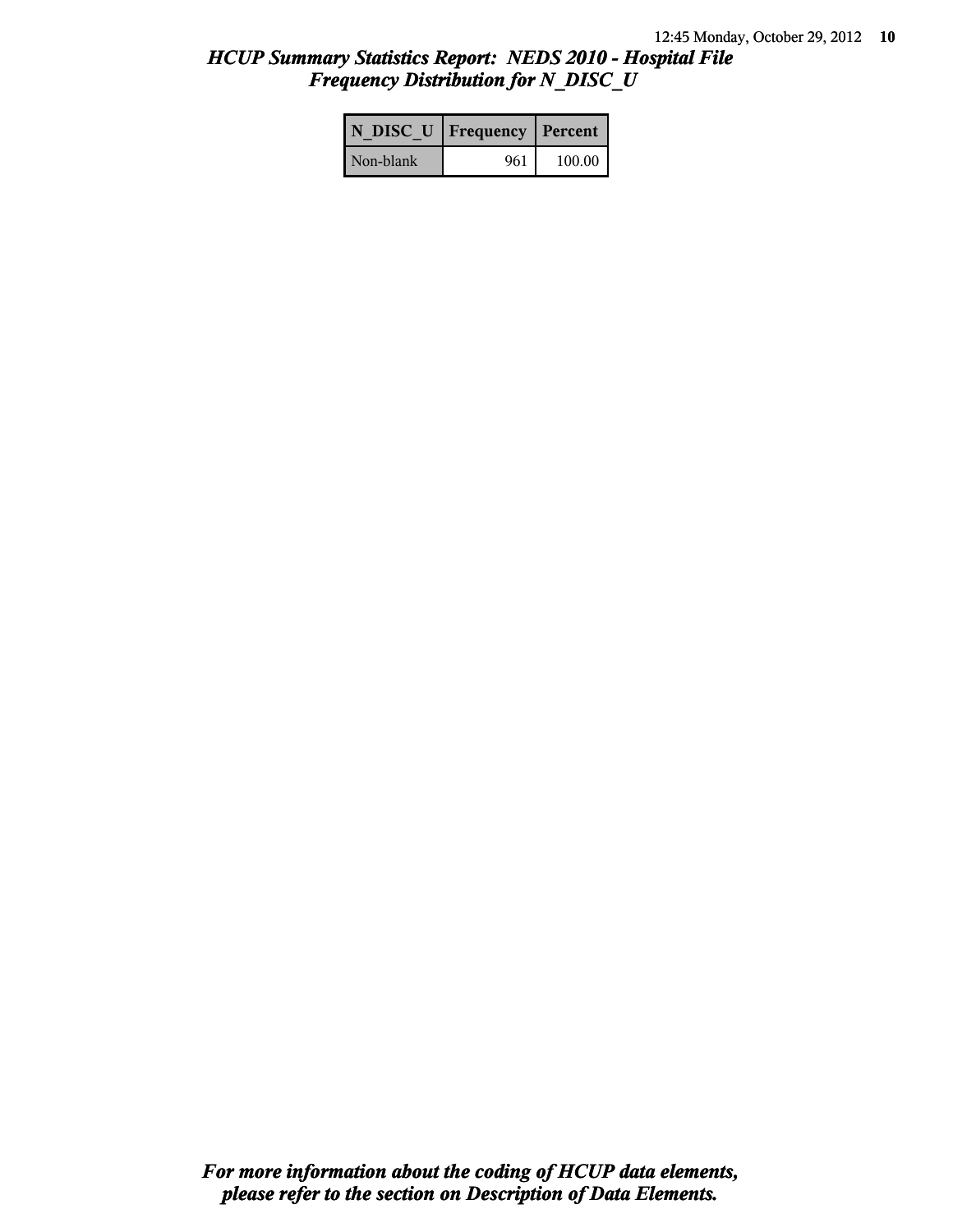## HCUP Summary Statistics Report: NEDS 2010 - Hospital File
## Frequency Distribution for N_DISC_U

| N_DISC_U | Frequency | Percent |
|---|---|---|
| Non-blank | 961 | 100.00 |

***For more information about the coding of HCUP data elements, please refer to the section on Description of Data Elements.***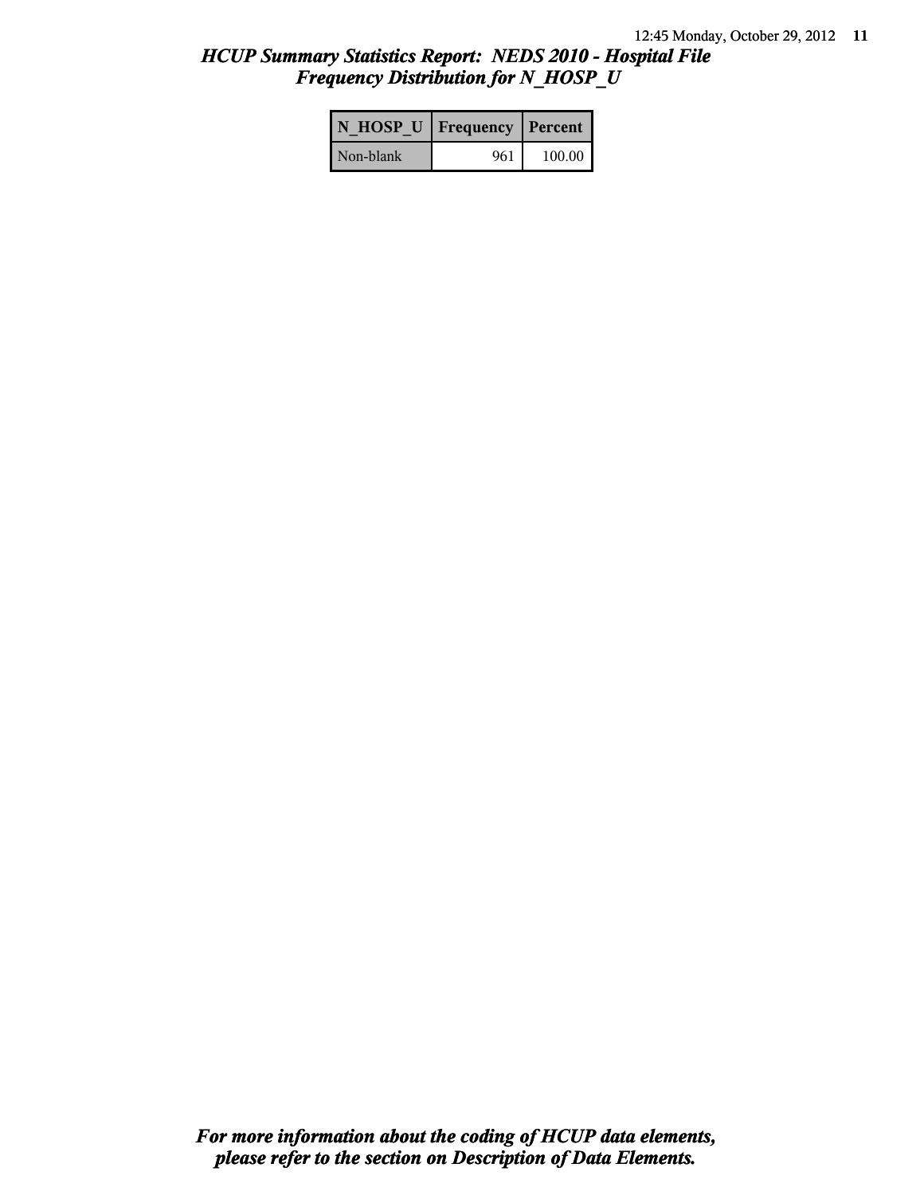## *HCUP Summary Statistics Report: NEDS 2010 - Hospital File*
## *Frequency Distribution for N_HOSP_U*

| N_HOSP_U | Frequency | Percent |
|---|---|---|
| Non-blank | 961 | 100.00 |

***For more information about the coding of HCUP data elements, please refer to the section on Description of Data Elements.***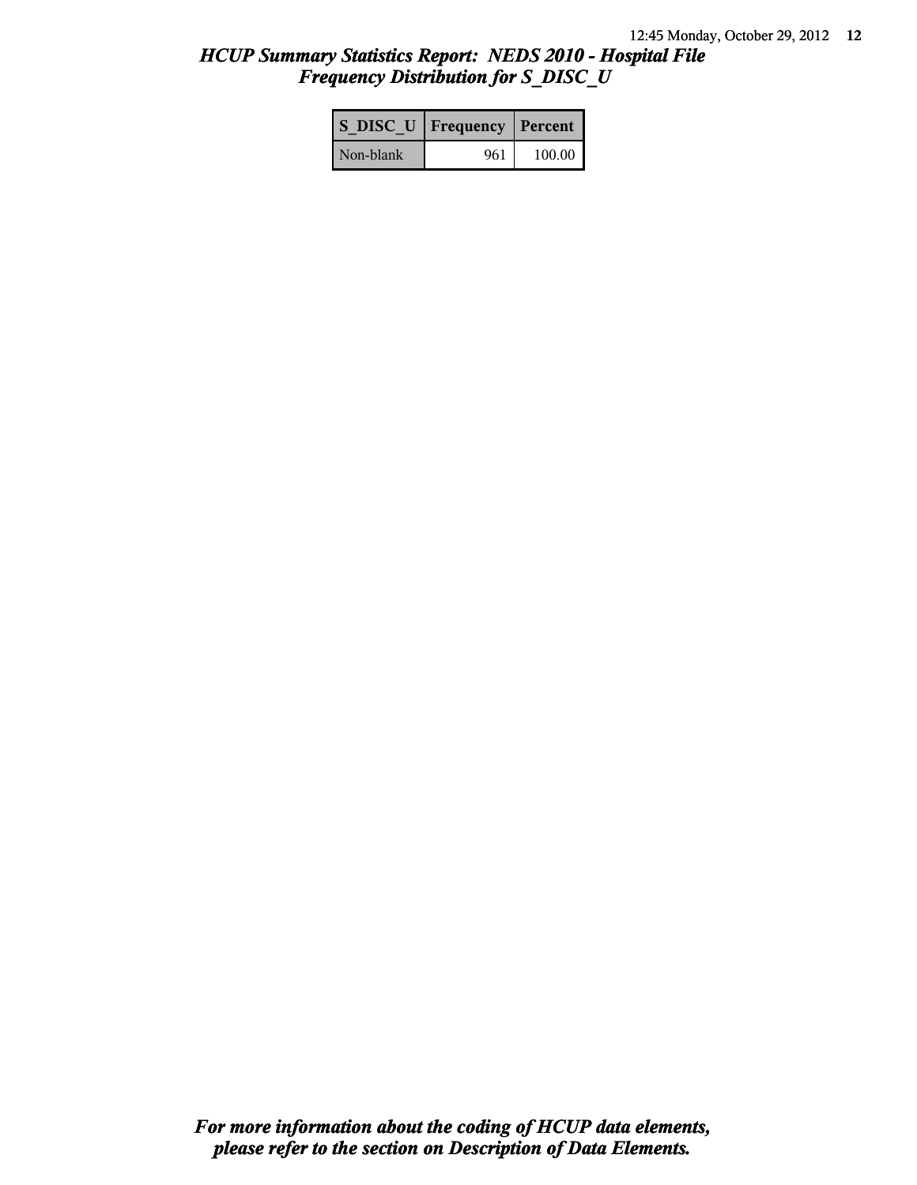# *HCUP Summary Statistics Report: NEDS 2010 - Hospital File*
## *Frequency Distribution for S_DISC_U*

| S_DISC_U | Frequency | Percent |
|---|---|---|
| Non-blank | 961 | 100.00 |

***For more information about the coding of HCUP data elements, please refer to the section on Description of Data Elements.***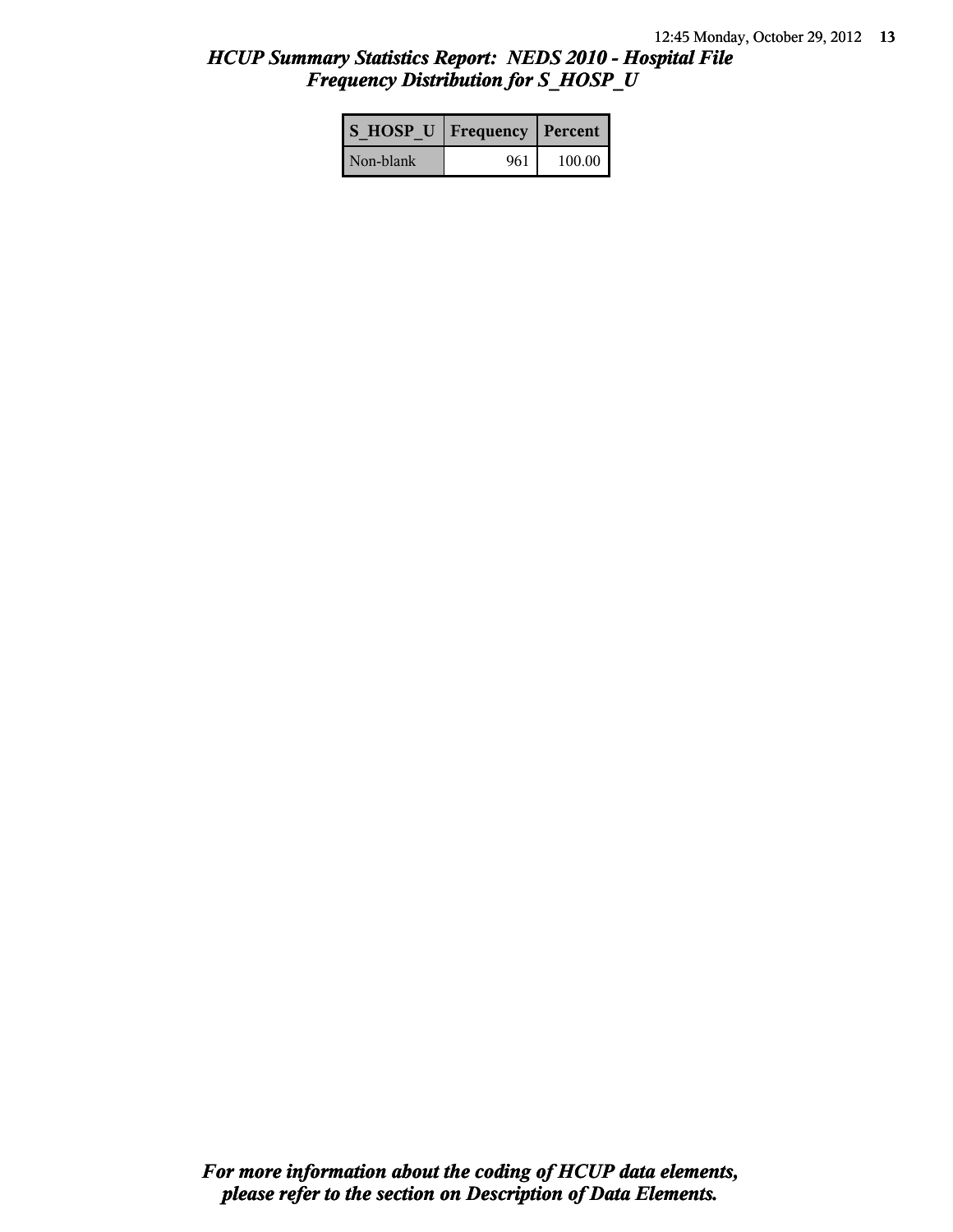# *HCUP Summary Statistics Report: NEDS 2010 - Hospital File*
## *Frequency Distribution for S_HOSP_U*

| S_HOSP_U | Frequency | Percent |
|---|---|---|
| Non-blank | 961 | 100.00 |

***For more information about the coding of HCUP data elements, please refer to the section on Description of Data Elements.***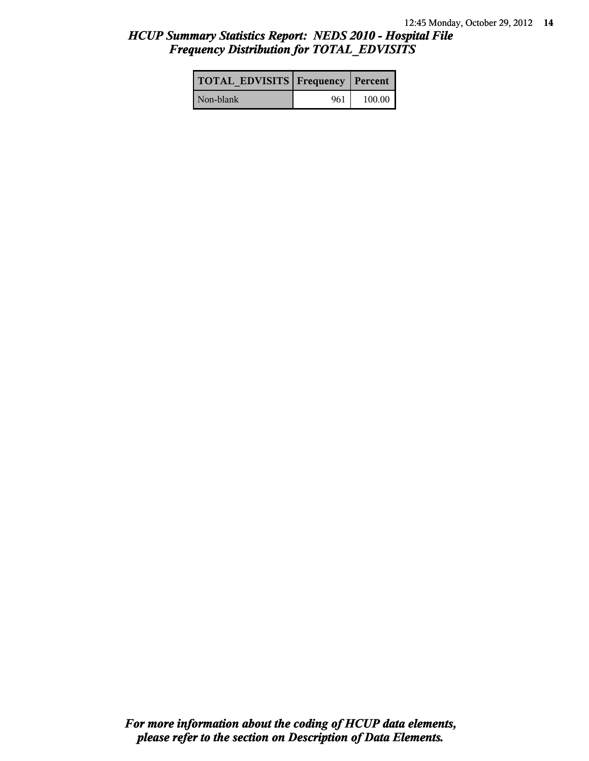# *HCUP Summary Statistics Report: NEDS 2010 - Hospital File*
## *Frequency Distribution for TOTAL_EDVISITS*

| TOTAL_EDVISITS | Frequency | Percent |
|---|---|---|
| Non-blank | 961 | 100.00 |

***For more information about the coding of HCUP data elements, please refer to the section on Description of Data Elements.***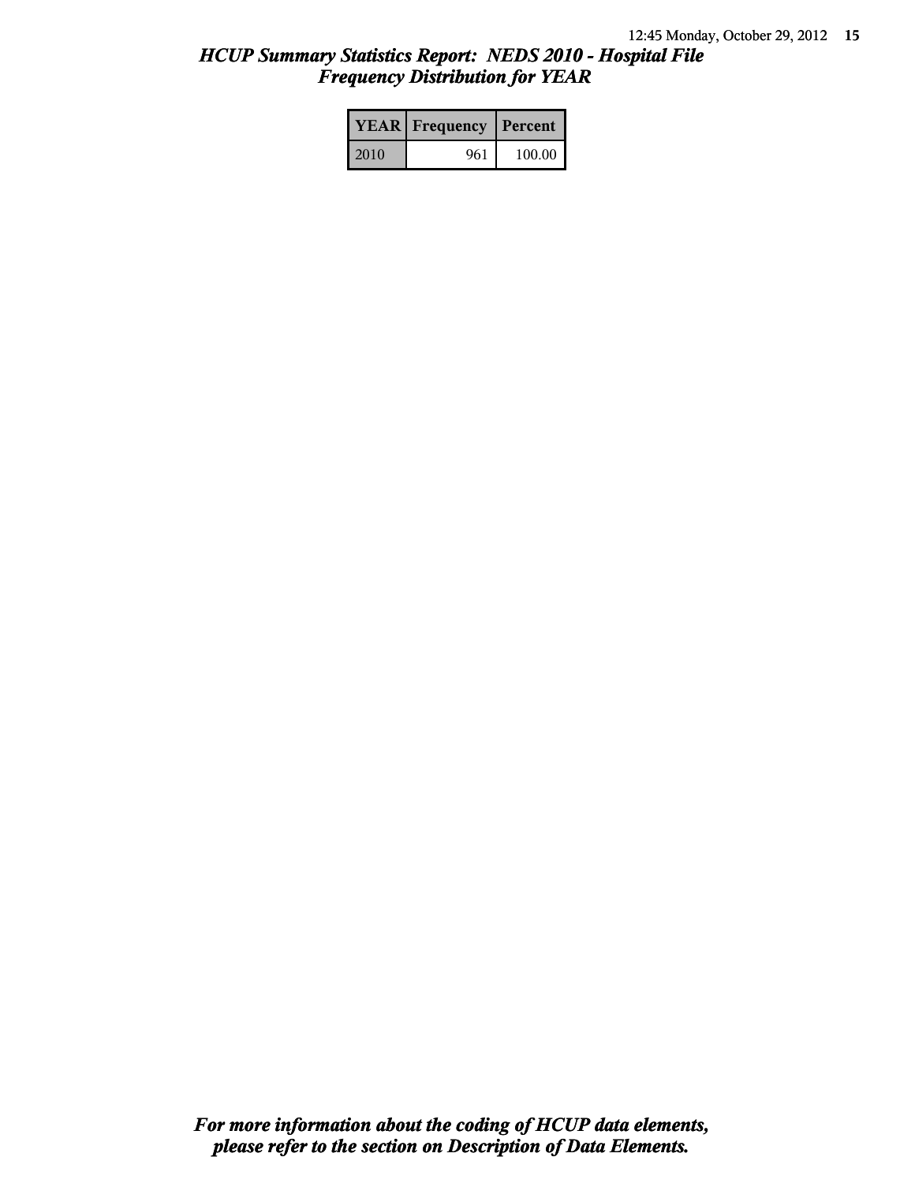## *HCUP Summary Statistics Report: NEDS 2010 - Hospital File*
## *Frequency Distribution for YEAR*

| YEAR | Frequency | Percent |
|---|---|---|
| 2010 | 961 | 100.00 |

***For more information about the coding of HCUP data elements, please refer to the section on Description of Data Elements.***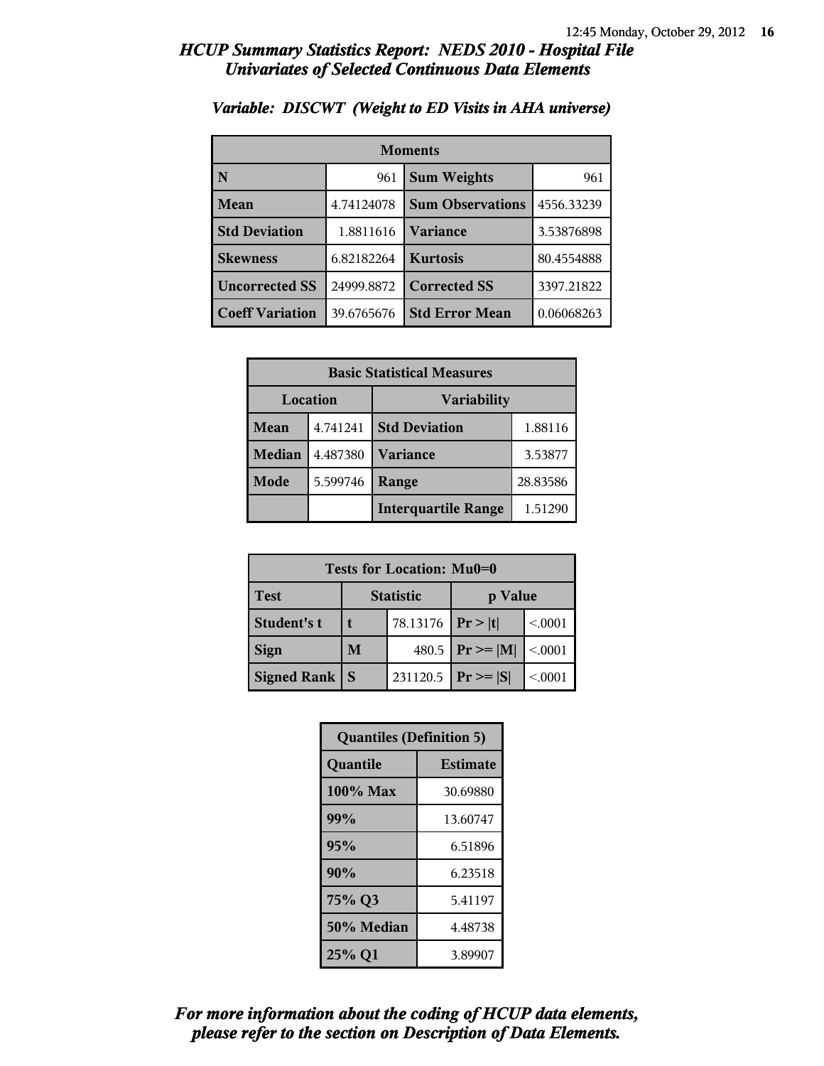# HCUP Summary Statistics Report: NEDS 2010 - Hospital File
## Univariates of Selected Continuous Data Elements

### Variable: DISCWT (Weight to ED Visits in AHA universe)

| Moments | | | |
|---|---|---|---|
| **N** | 961 | **Sum Weights** | 961 |
| **Mean** | 4.74124078 | **Sum Observations** | 4556.33239 |
| **Std Deviation** | 1.8811616 | **Variance** | 3.53876898 |
| **Skewness** | 6.82182264 | **Kurtosis** | 80.4554888 |
| **Uncorrected SS** | 24999.8872 | **Corrected SS** | 3397.21822 |
| **Coeff Variation** | 39.6765676 | **Std Error Mean** | 0.06068263 |

| Basic Statistical Measures | | | |
|---|---|---|---|
| **Location** | | **Variability** | |
| **Mean** | 4.741241 | **Std Deviation** | 1.88116 |
| **Median** | 4.487380 | **Variance** | 3.53877 |
| **Mode** | 5.599746 | **Range** | 28.83586 |
| | | **Interquartile Range** | 1.51290 |

| Tests for Location: Mu0=0 | | | | |
|---|---|---|---|---|
| **Test** | **Statistic** | | **p Value** | |
| **Student's t** | **t** | 78.13176 | **Pr > \|t\|** | <.0001 |
| **Sign** | **M** | 480.5 | **Pr >= \|M\|** | <.0001 |
| **Signed Rank** | **S** | 231120.5 | **Pr >= \|S\|** | <.0001 |

| Quantiles (Definition 5) | |
|---|---|
| **Quantile** | **Estimate** |
| **100% Max** | 30.69880 |
| **99%** | 13.60747 |
| **95%** | 6.51896 |
| **90%** | 6.23518 |
| **75% Q3** | 5.41197 |
| **50% Median** | 4.48738 |
| **25% Q1** | 3.89907 |

*For more information about the coding of HCUP data elements, please refer to the section on Description of Data Elements.*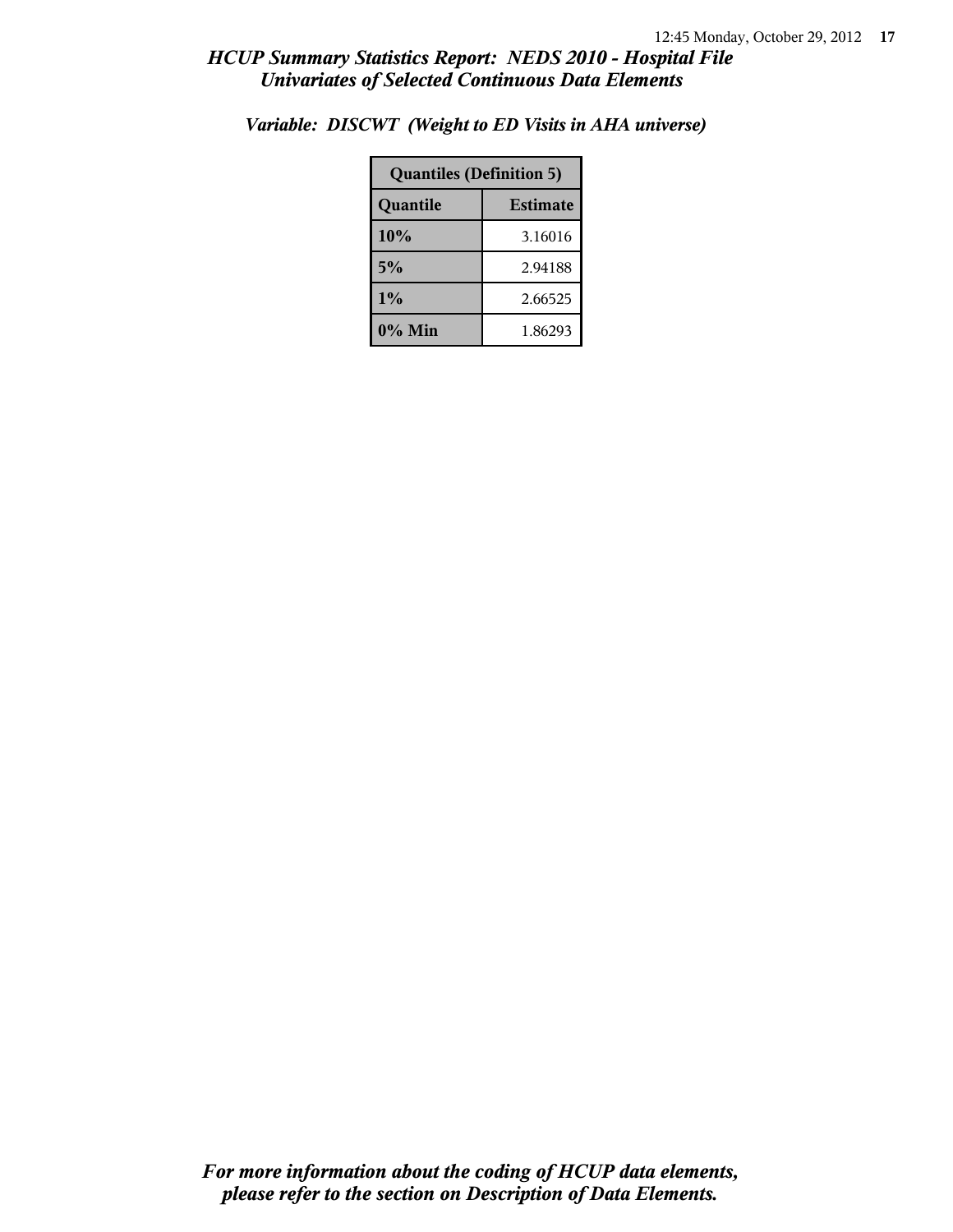## *HCUP Summary Statistics Report: NEDS 2010 - Hospital File*
## *Univariates of Selected Continuous Data Elements*

### *Variable: DISCWT (Weight to ED Visits in AHA universe)*

| Quantiles (Definition 5) | |
|---|---|
| **Quantile** | **Estimate** |
| **10%** | 3.16016 |
| **5%** | 2.94188 |
| **1%** | 2.66525 |
| **0% Min** | 1.86293 |

***For more information about the coding of HCUP data elements, please refer to the section on Description of Data Elements.***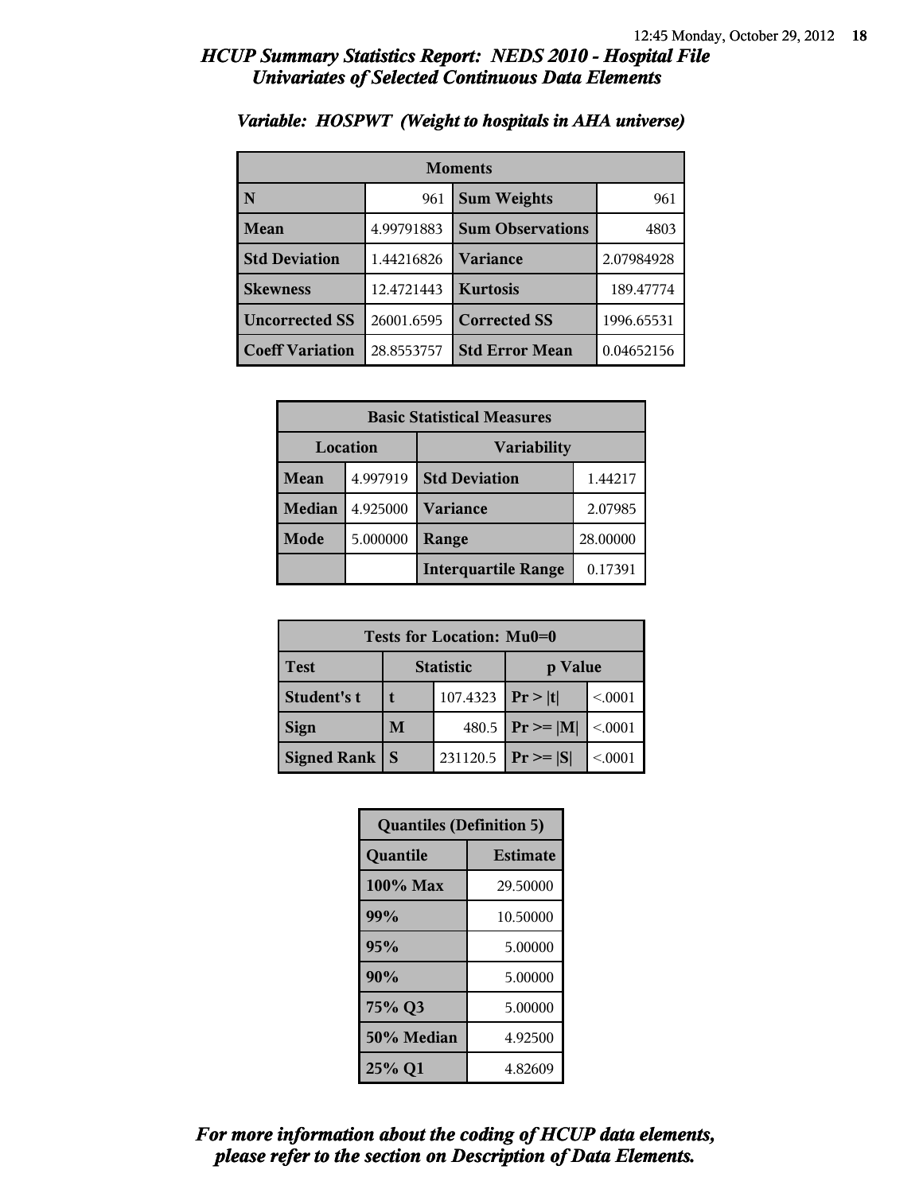# HCUP Summary Statistics Report: NEDS 2010 - Hospital File
## Univariates of Selected Continuous Data Elements

### Variable: HOSPWT (Weight to hospitals in AHA universe)

| Moments | | | |
|---|---|---|---|
| N | 961 | Sum Weights | 961 |
| Mean | 4.99791883 | Sum Observations | 4803 |
| Std Deviation | 1.44216826 | Variance | 2.07984928 |
| Skewness | 12.4721443 | Kurtosis | 189.47774 |
| Uncorrected SS | 26001.6595 | Corrected SS | 1996.65531 |
| Coeff Variation | 28.8553757 | Std Error Mean | 0.04652156 |

| Basic Statistical Measures | | | |
|---|---|---|---|
| Location | | Variability | |
| Mean | 4.997919 | Std Deviation | 1.44217 |
| Median | 4.925000 | Variance | 2.07985 |
| Mode | 5.000000 | Range | 28.00000 |
| | | Interquartile Range | 0.17391 |

| Tests for Location: Mu0=0 | | | | |
|---|---|---|---|---|
| Test | Statistic | | p Value | |
| Student's t | t | 107.4323 | Pr > \|t\| | <.0001 |
| Sign | M | 480.5 | Pr >= \|M\| | <.0001 |
| Signed Rank | S | 231120.5 | Pr >= \|S\| | <.0001 |

| Quantiles (Definition 5) | |
|---|---|
| Quantile | Estimate |
| 100% Max | 29.50000 |
| 99% | 10.50000 |
| 95% | 5.00000 |
| 90% | 5.00000 |
| 75% Q3 | 5.00000 |
| 50% Median | 4.92500 |
| 25% Q1 | 4.82609 |

*For more information about the coding of HCUP data elements, please refer to the section on Description of Data Elements.*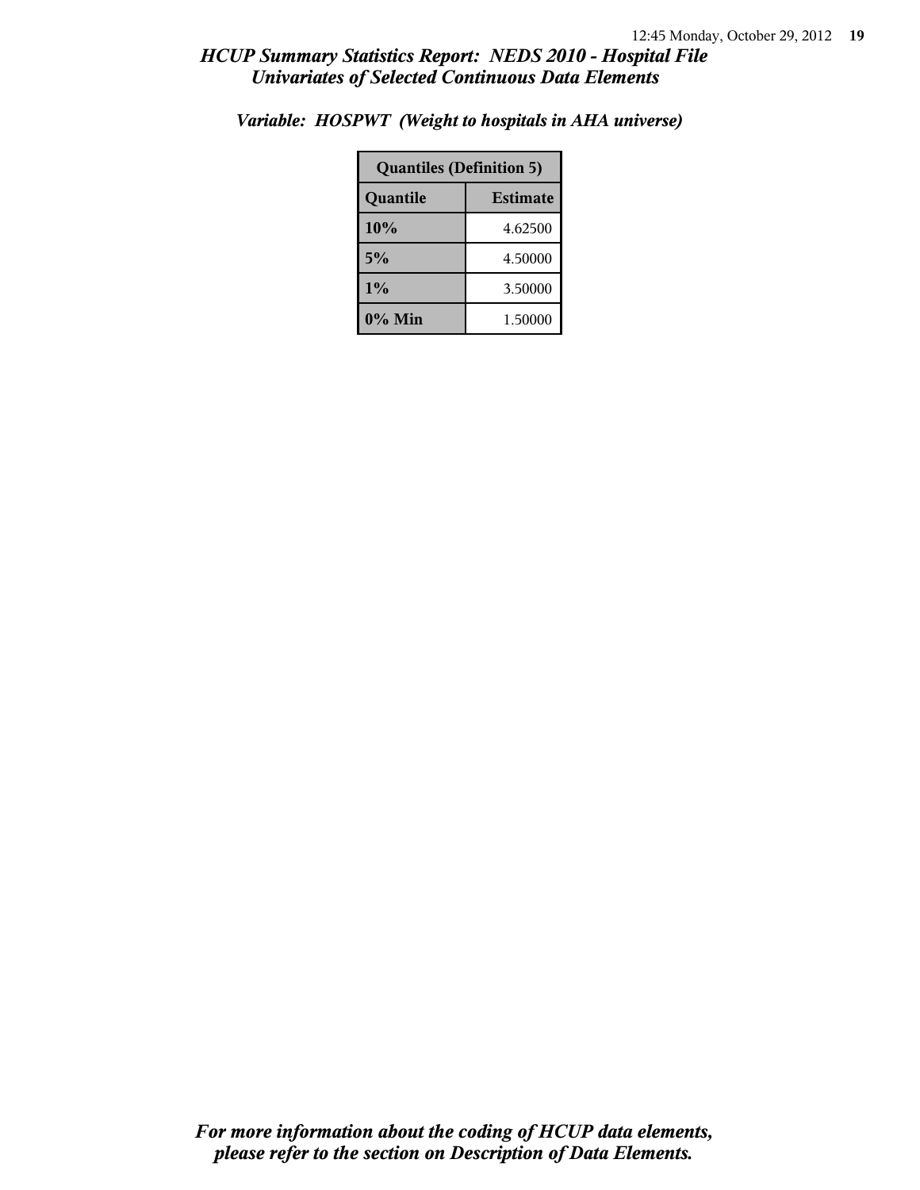*HCUP Summary Statistics Report: NEDS 2010 - Hospital File*
*Univariates of Selected Continuous Data Elements*

*Variable: HOSPWT (Weight to hospitals in AHA universe)*

| Quantiles (Definition 5) | |
|---|---|
| **Quantile** | **Estimate** |
| **10%** | 4.62500 |
| **5%** | 4.50000 |
| **1%** | 3.50000 |
| **0% Min** | 1.50000 |

*For more information about the coding of HCUP data elements, please refer to the section on Description of Data Elements.*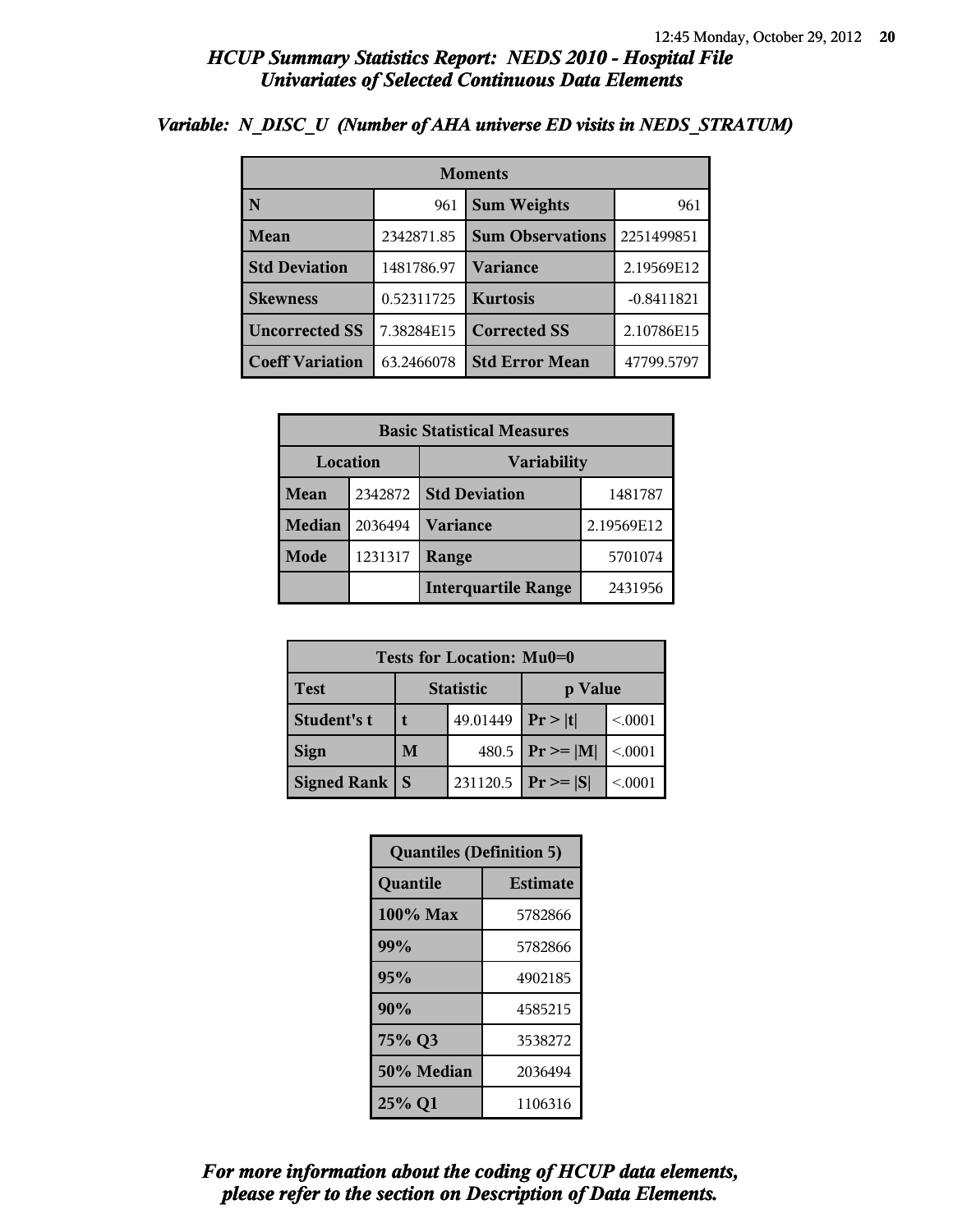# *HCUP Summary Statistics Report: NEDS 2010 - Hospital File*
## *Univariates of Selected Continuous Data Elements*

### *Variable: N_DISC_U (Number of AHA universe ED visits in NEDS_STRATUM)*

| Moments | | | |
|---|---|---|---|
| **N** | 961 | **Sum Weights** | 961 |
| **Mean** | 2342871.85 | **Sum Observations** | 2251499851 |
| **Std Deviation** | 1481786.97 | **Variance** | 2.19569E12 |
| **Skewness** | 0.52311725 | **Kurtosis** | -0.8411821 |
| **Uncorrected SS** | 7.38284E15 | **Corrected SS** | 2.10786E15 |
| **Coeff Variation** | 63.2466078 | **Std Error Mean** | 47799.5797 |

| Basic Statistical Measures | | | |
|---|---|---|---|
| Location | | Variability | |
| **Mean** | 2342872 | **Std Deviation** | 1481787 |
| **Median** | 2036494 | **Variance** | 2.19569E12 |
| **Mode** | 1231317 | **Range** | 5701074 |
| | | **Interquartile Range** | 2431956 |

| Tests for Location: Mu0=0 | | | | |
|---|---|---|---|---|
| **Test** | Statistic | | p Value | |
| **Student's t** | **t** | 49.01449 | **Pr > \|t\|** | <.0001 |
| **Sign** | **M** | 480.5 | **Pr >= \|M\|** | <.0001 |
| **Signed Rank** | **S** | 231120.5 | **Pr >= \|S\|** | <.0001 |

| Quantiles (Definition 5) | |
|---|---|
| **Quantile** | **Estimate** |
| **100% Max** | 5782866 |
| **99%** | 5782866 |
| **95%** | 4902185 |
| **90%** | 4585215 |
| **75% Q3** | 3538272 |
| **50% Median** | 2036494 |
| **25% Q1** | 1106316 |

***For more information about the coding of HCUP data elements, please refer to the section on Description of Data Elements.***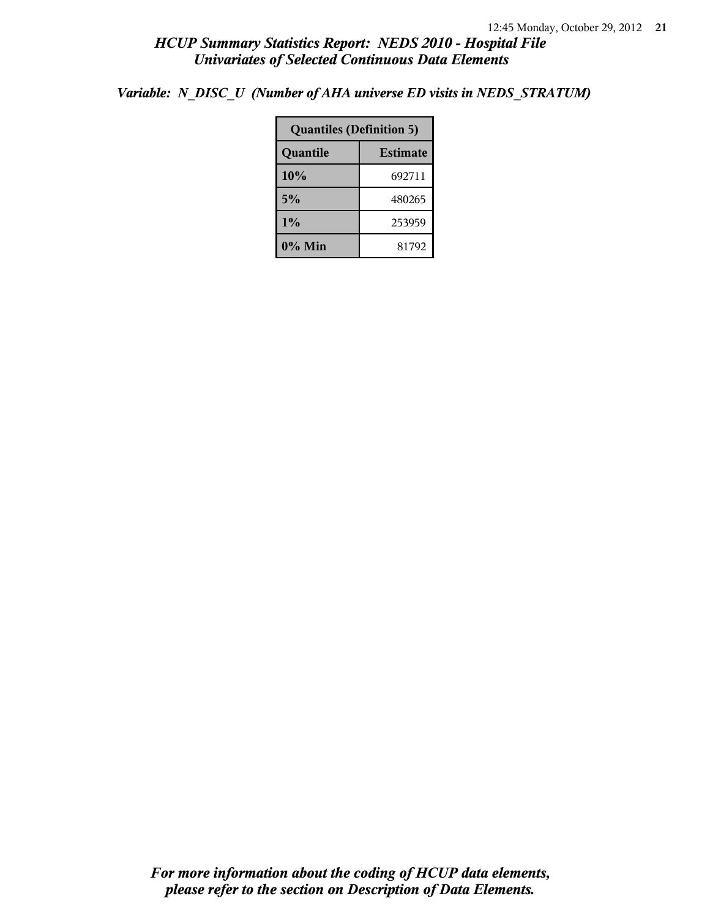*Variable: N_DISC_U (Number of AHA universe ED visits in NEDS_STRATUM)*

| Quantiles (Definition 5) | |
|---|---|
| **Quantile** | **Estimate** |
| **10%** | 692711 |
| **5%** | 480265 |
| **1%** | 253959 |
| **0% Min** | 81792 |

***For more information about the coding of HCUP data elements, please refer to the section on Description of Data Elements.***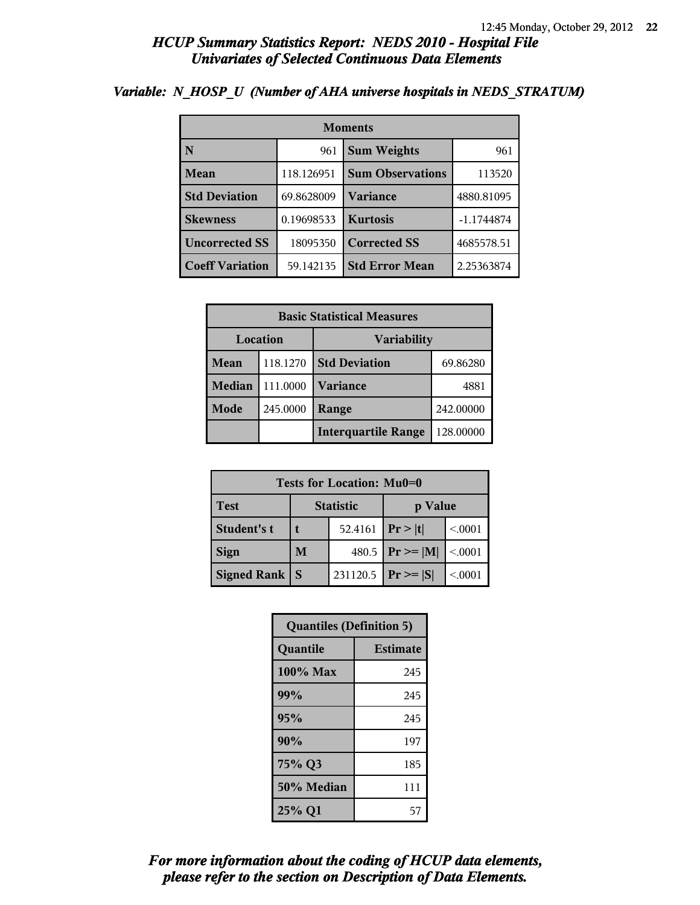# *HCUP Summary Statistics Report: NEDS 2010 - Hospital File*
## *Univariates of Selected Continuous Data Elements*

### *Variable: N_HOSP_U (Number of AHA universe hospitals in NEDS_STRATUM)*

| Moments | | | |
|---|---|---|---|
| **N** | 961 | **Sum Weights** | 961 |
| **Mean** | 118.126951 | **Sum Observations** | 113520 |
| **Std Deviation** | 69.8628009 | **Variance** | 4880.81095 |
| **Skewness** | 0.19698533 | **Kurtosis** | -1.1744874 |
| **Uncorrected SS** | 18095350 | **Corrected SS** | 4685578.51 |
| **Coeff Variation** | 59.142135 | **Std Error Mean** | 2.25363874 |

| Basic Statistical Measures | | | |
|---|---|---|---|
| Location | | Variability | |
| **Mean** | 118.1270 | **Std Deviation** | 69.86280 |
| **Median** | 111.0000 | **Variance** | 4881 |
| **Mode** | 245.0000 | **Range** | 242.00000 |
| | | **Interquartile Range** | 128.00000 |

| Tests for Location: Mu0=0 | | | | |
|---|---|---|---|---|
| **Test** | Statistic | | p Value | |
| **Student's t** | t | 52.4161 | Pr > \|t\| | <.0001 |
| **Sign** | M | 480.5 | Pr >= \|M\| | <.0001 |
| **Signed Rank** | S | 231120.5 | Pr >= \|S\| | <.0001 |

| Quantile | Estimate |
|---|---|
| **100% Max** | 245 |
| **99%** | 245 |
| **95%** | 245 |
| **90%** | 197 |
| **75% Q3** | 185 |
| **50% Median** | 111 |
| **25% Q1** | 57 |

Quantiles (Definition 5)

*For more information about the coding of HCUP data elements, please refer to the section on Description of Data Elements.*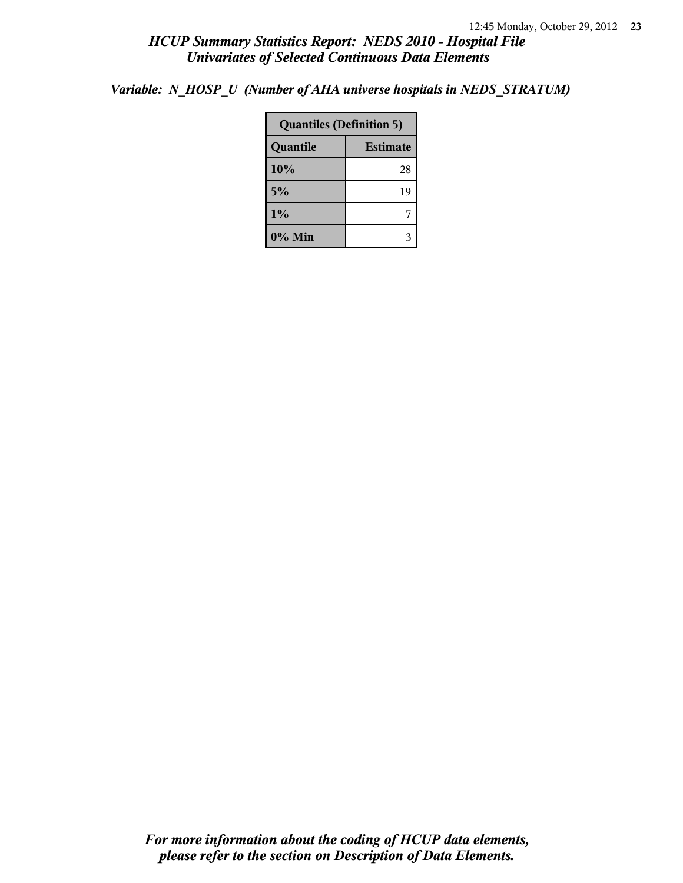# HCUP Summary Statistics Report: NEDS 2010 - Hospital File
## Univariates of Selected Continuous Data Elements

*Variable: N_HOSP_U (Number of AHA universe hospitals in NEDS_STRATUM)*

| Quantiles (Definition 5) | |
|---|---|
| **Quantile** | **Estimate** |
| **10%** | 28 |
| **5%** | 19 |
| **1%** | 7 |
| **0% Min** | 3 |

*For more information about the coding of HCUP data elements, please refer to the section on Description of Data Elements.*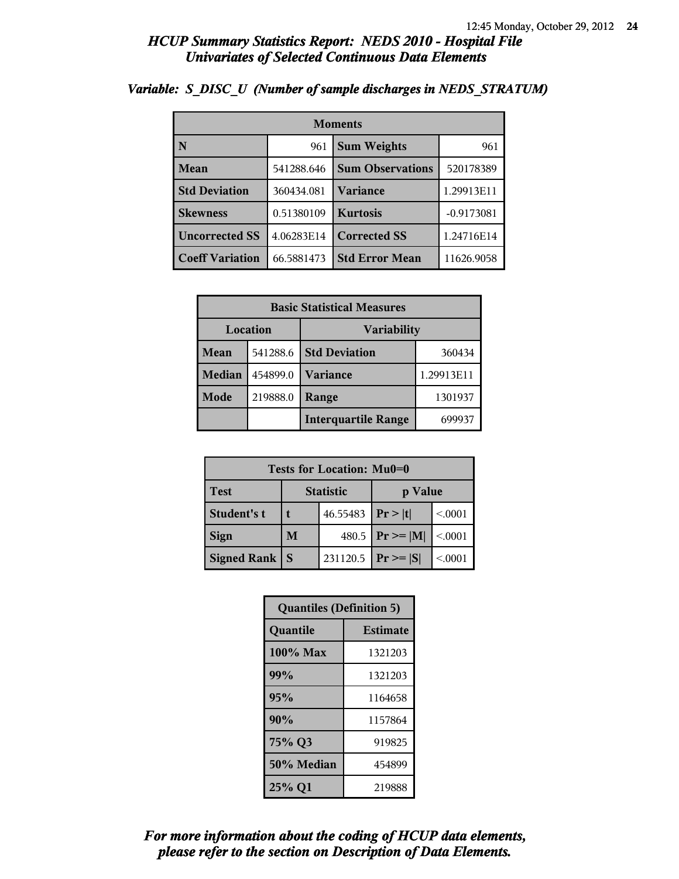# HCUP Summary Statistics Report: NEDS 2010 - Hospital File
## Univariates of Selected Continuous Data Elements

### Variable: S_DISC_U (Number of sample discharges in NEDS_STRATUM)

| Moments | | | |
|---|---|---|---|
| **N** | 961 | **Sum Weights** | 961 |
| **Mean** | 541288.646 | **Sum Observations** | 520178389 |
| **Std Deviation** | 360434.081 | **Variance** | 1.29913E11 |
| **Skewness** | 0.51380109 | **Kurtosis** | -0.9173081 |
| **Uncorrected SS** | 4.06283E14 | **Corrected SS** | 1.24716E14 |
| **Coeff Variation** | 66.5881473 | **Std Error Mean** | 11626.9058 |

| Basic Statistical Measures | | | |
|---|---|---|---|
| **Location** | | **Variability** | |
| **Mean** | 541288.6 | **Std Deviation** | 360434 |
| **Median** | 454899.0 | **Variance** | 1.29913E11 |
| **Mode** | 219888.0 | **Range** | 1301937 |
| | | **Interquartile Range** | 699937 |

| Tests for Location: Mu0=0 | | | | |
|---|---|---|---|---|
| **Test** | **Statistic** | | **p Value** | |
| **Student's t** | **t** | 46.55483 | **Pr > \|t\|** | <.0001 |
| **Sign** | **M** | 480.5 | **Pr >= \|M\|** | <.0001 |
| **Signed Rank** | **S** | 231120.5 | **Pr >= \|S\|** | <.0001 |

| Quantiles (Definition 5) | |
|---|---|
| **Quantile** | **Estimate** |
| **100% Max** | 1321203 |
| **99%** | 1321203 |
| **95%** | 1164658 |
| **90%** | 1157864 |
| **75% Q3** | 919825 |
| **50% Median** | 454899 |
| **25% Q1** | 219888 |

*For more information about the coding of HCUP data elements, please refer to the section on Description of Data Elements.*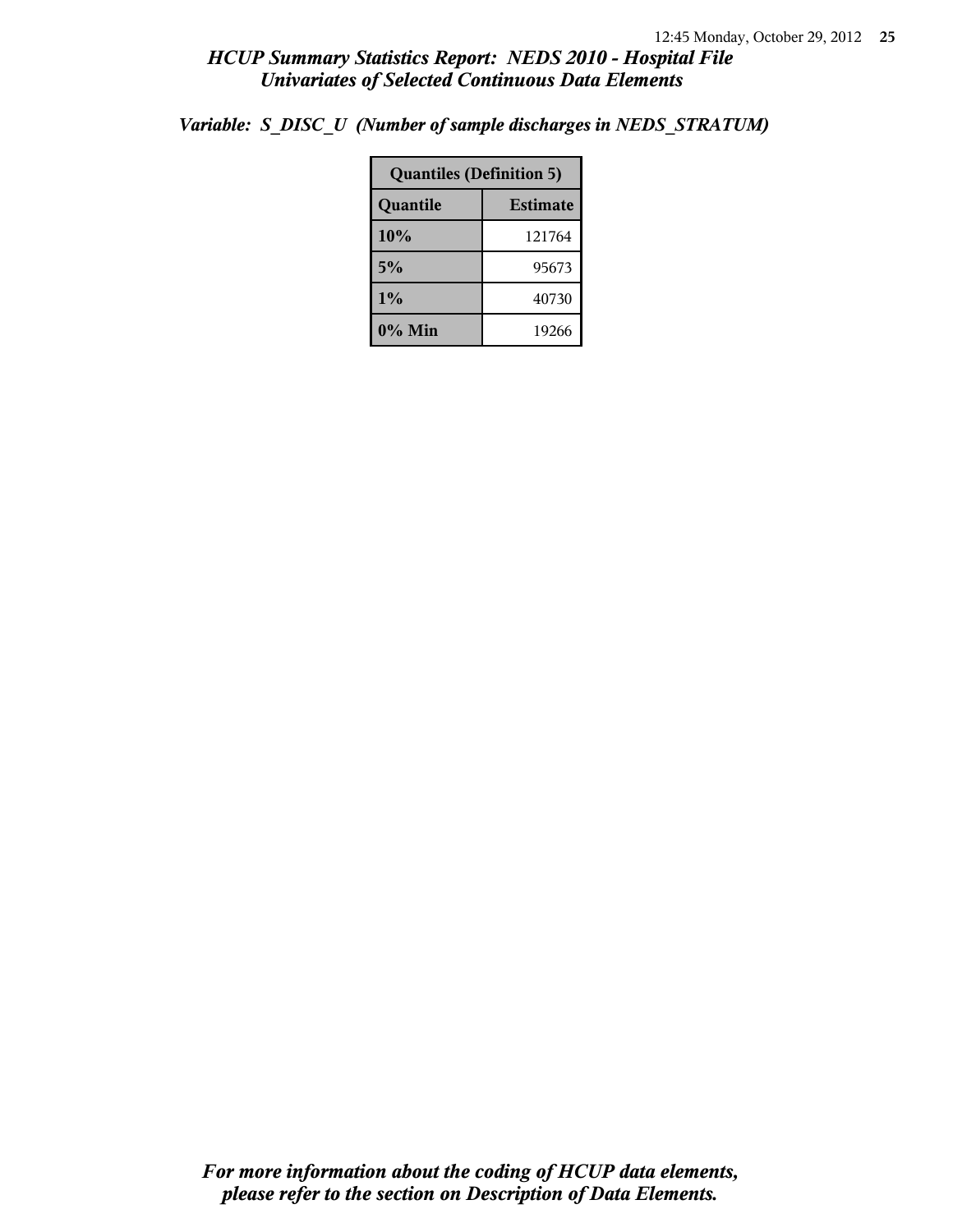### *Variable: S_DISC_U (Number of sample discharges in NEDS_STRATUM)*

| Quantiles (Definition 5) | |
|---|---|
| **Quantile** | **Estimate** |
| **10%** | 121764 |
| **5%** | 95673 |
| **1%** | 40730 |
| **0% Min** | 19266 |

***For more information about the coding of HCUP data elements, please refer to the section on Description of Data Elements.***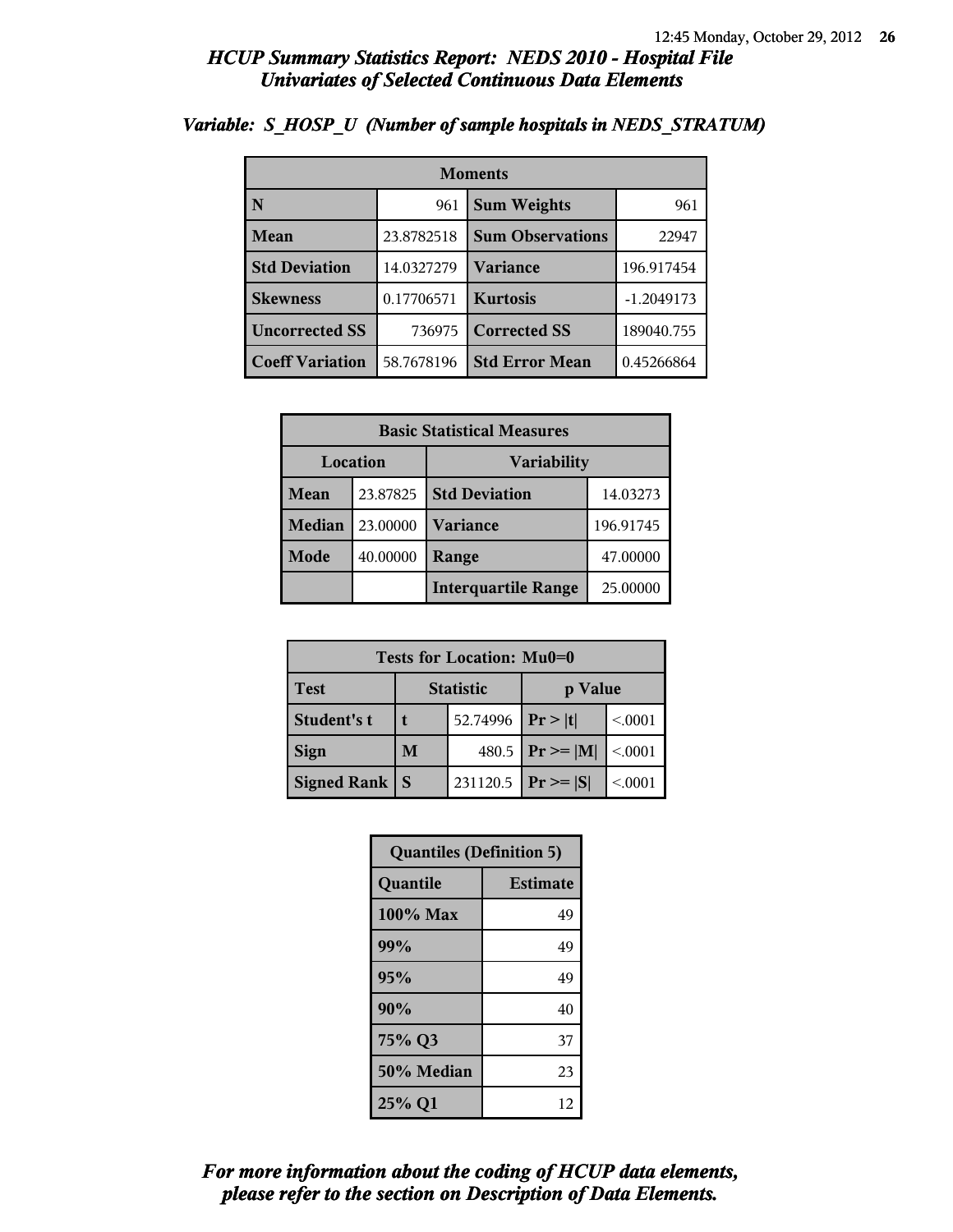# HCUP Summary Statistics Report: NEDS 2010 - Hospital File
## Univariates of Selected Continuous Data Elements

### Variable: S_HOSP_U (Number of sample hospitals in NEDS_STRATUM)

| Moments | | | |
|---|---|---|---|
| **N** | 961 | **Sum Weights** | 961 |
| **Mean** | 23.8782518 | **Sum Observations** | 22947 |
| **Std Deviation** | 14.0327279 | **Variance** | 196.917454 |
| **Skewness** | 0.17706571 | **Kurtosis** | -1.2049173 |
| **Uncorrected SS** | 736975 | **Corrected SS** | 189040.755 |
| **Coeff Variation** | 58.7678196 | **Std Error Mean** | 0.45266864 |

| Basic Statistical Measures | | | |
|---|---|---|---|
| **Location** | | **Variability** | |
| **Mean** | 23.87825 | **Std Deviation** | 14.03273 |
| **Median** | 23.00000 | **Variance** | 196.91745 |
| **Mode** | 40.00000 | **Range** | 47.00000 |
| | | **Interquartile Range** | 25.00000 |

| Tests for Location: Mu0=0 | | | | |
|---|---|---|---|---|
| **Test** | **Statistic** | | **p Value** | |
| **Student's t** | **t** | 52.74996 | **Pr > \|t\|** | <.0001 |
| **Sign** | **M** | 480.5 | **Pr >= \|M\|** | <.0001 |
| **Signed Rank** | **S** | 231120.5 | **Pr >= \|S\|** | <.0001 |

| Quantiles (Definition 5) | |
|---|---|
| **Quantile** | **Estimate** |
| **100% Max** | 49 |
| **99%** | 49 |
| **95%** | 49 |
| **90%** | 40 |
| **75% Q3** | 37 |
| **50% Median** | 23 |
| **25% Q1** | 12 |

*For more information about the coding of HCUP data elements, please refer to the section on Description of Data Elements.*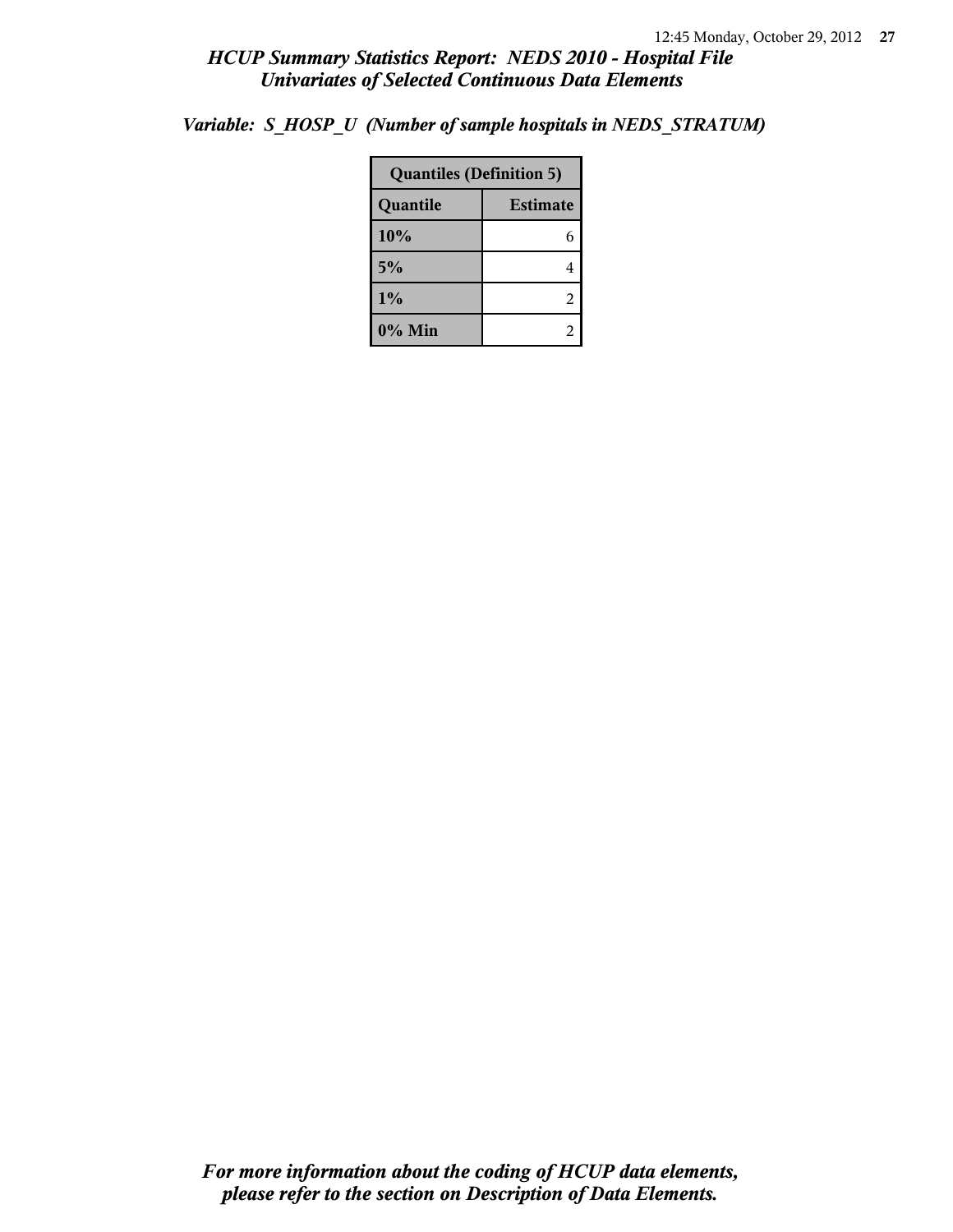# HCUP Summary Statistics Report: NEDS 2010 - Hospital File
## Univariates of Selected Continuous Data Elements

*Variable: S_HOSP_U (Number of sample hospitals in NEDS_STRATUM)*

| Quantiles (Definition 5) | |
|---|---|
| **Quantile** | **Estimate** |
| **10%** | 6 |
| **5%** | 4 |
| **1%** | 2 |
| **0% Min** | 2 |

*For more information about the coding of HCUP data elements, please refer to the section on Description of Data Elements.*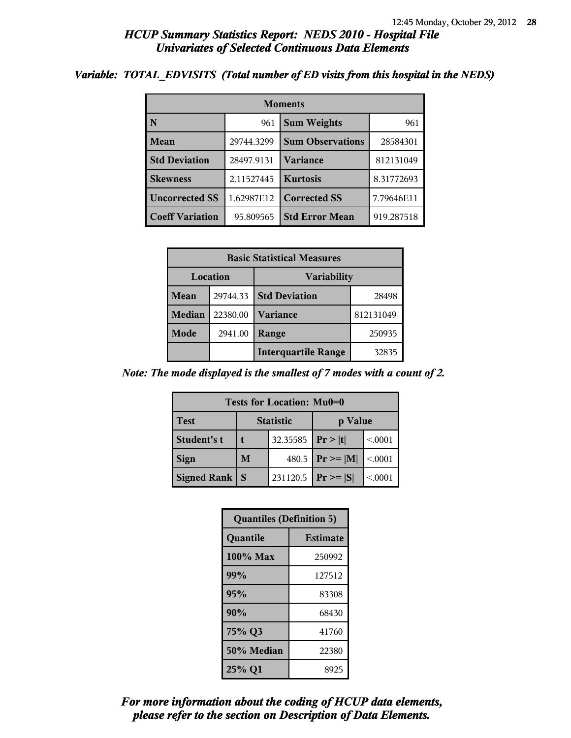# *HCUP Summary Statistics Report: NEDS 2010 - Hospital File*
## *Univariates of Selected Continuous Data Elements*

***Variable: TOTAL_EDVISITS (Total number of ED visits from this hospital in the NEDS)***

| Moments | | | |
|---|---|---|---|
| **N** | 961 | **Sum Weights** | 961 |
| **Mean** | 29744.3299 | **Sum Observations** | 28584301 |
| **Std Deviation** | 28497.9131 | **Variance** | 812131049 |
| **Skewness** | 2.11527445 | **Kurtosis** | 8.31772693 |
| **Uncorrected SS** | 1.62987E12 | **Corrected SS** | 7.79646E11 |
| **Coeff Variation** | 95.809565 | **Std Error Mean** | 919.287518 |

| Basic Statistical Measures | | | |
|---|---|---|---|
| Location | | Variability | |
| **Mean** | 29744.33 | **Std Deviation** | 28498 |
| **Median** | 22380.00 | **Variance** | 812131049 |
| **Mode** | 2941.00 | **Range** | 250935 |
| | | **Interquartile Range** | 32835 |

*Note: The mode displayed is the smallest of 7 modes with a count of 2.*

| Tests for Location: Mu0=0 | | | | |
|---|---|---|---|---|
| **Test** | **Statistic** | | **p Value** | |
| **Student's t** | **t** | 32.35585 | **Pr > \|t\|** | <.0001 |
| **Sign** | **M** | 480.5 | **Pr >= \|M\|** | <.0001 |
| **Signed Rank** | **S** | 231120.5 | **Pr >= \|S\|** | <.0001 |

| Quantiles (Definition 5) | |
|---|---|
| **Quantile** | **Estimate** |
| **100% Max** | 250992 |
| **99%** | 127512 |
| **95%** | 83308 |
| **90%** | 68430 |
| **75% Q3** | 41760 |
| **50% Median** | 22380 |
| **25% Q1** | 8925 |

***For more information about the coding of HCUP data elements, please refer to the section on Description of Data Elements.***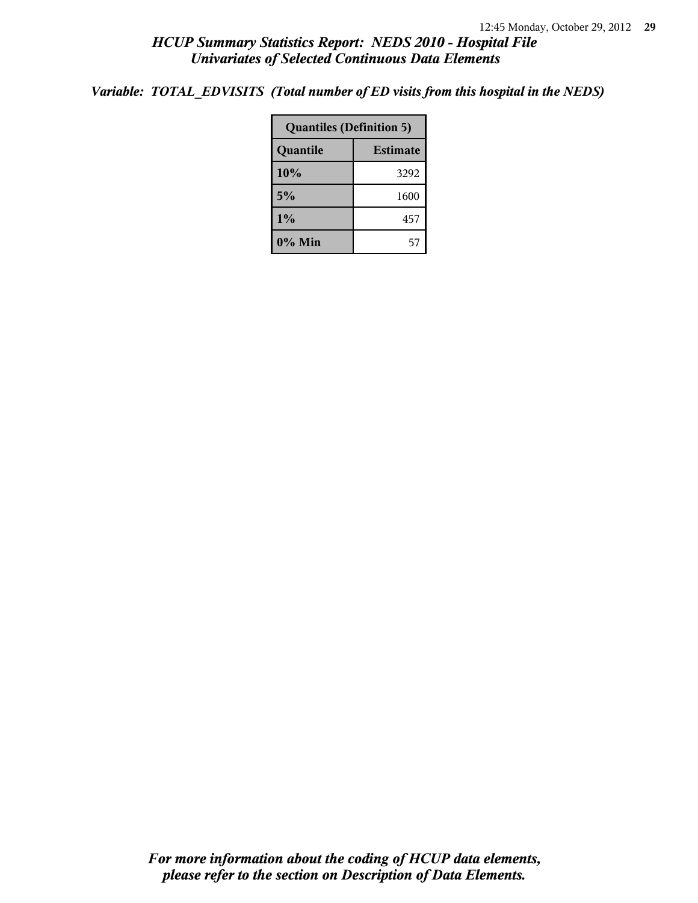*Variable: TOTAL_EDVISITS (Total number of ED visits from this hospital in the NEDS)*

| Quantiles (Definition 5) | |
|---|---|
| **Quantile** | **Estimate** |
| **10%** | 3292 |
| **5%** | 1600 |
| **1%** | 457 |
| **0% Min** | 57 |